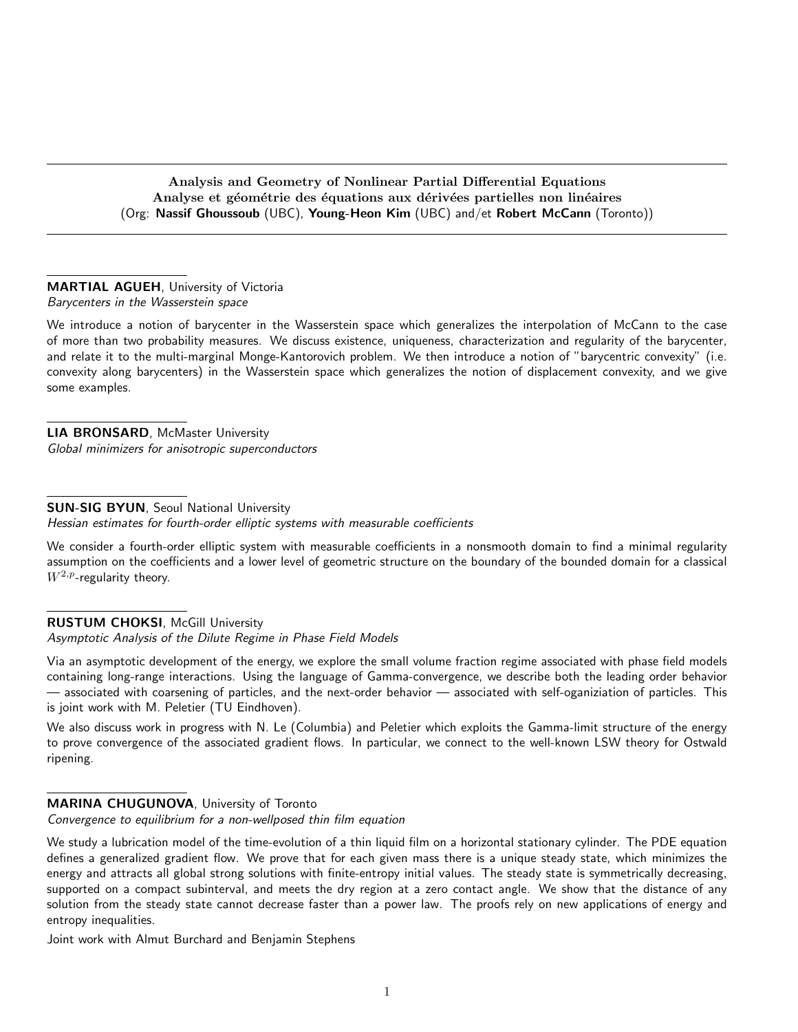# Analysis and Geometry of Nonlinear Partial Differential Equations
# Analyse et géométrie des équations aux dérivées partielles non linéaires

(Org: **Nassif Ghoussoub** (UBC), **Young-Heon Kim** (UBC) and/et **Robert McCann** (Toronto))

---

**MARTIAL AGUEH**, University of Victoria
*Barycenters in the Wasserstein space*

We introduce a notion of barycenter in the Wasserstein space which generalizes the interpolation of McCann to the case of more than two probability measures. We discuss existence, uniqueness, characterization and regularity of the barycenter, and relate it to the multi-marginal Monge-Kantorovich problem. We then introduce a notion of "barycentric convexity" (i.e. convexity along barycenters) in the Wasserstein space which generalizes the notion of displacement convexity, and we give some examples.

---

**LIA BRONSARD**, McMaster University
*Global minimizers for anisotropic superconductors*

---

**SUN-SIG BYUN**, Seoul National University
*Hessian estimates for fourth-order elliptic systems with measurable coefficients*

We consider a fourth-order elliptic system with measurable coefficients in a nonsmooth domain to find a minimal regularity assumption on the coefficients and a lower level of geometric structure on the boundary of the bounded domain for a classical $W^{2,p}$-regularity theory.

---

**RUSTUM CHOKSI**, McGill University
*Asymptotic Analysis of the Dilute Regime in Phase Field Models*

Via an asymptotic development of the energy, we explore the small volume fraction regime associated with phase field models containing long-range interactions. Using the language of Gamma-convergence, we describe both the leading order behavior — associated with coarsening of particles, and the next-order behavior — associated with self-oganiziation of particles. This is joint work with M. Peletier (TU Eindhoven).

We also discuss work in progress with N. Le (Columbia) and Peletier which exploits the Gamma-limit structure of the energy to prove convergence of the associated gradient flows. In particular, we connect to the well-known LSW theory for Ostwald ripening.

---

**MARINA CHUGUNOVA**, University of Toronto
*Convergence to equilibrium for a non-wellposed thin film equation*

We study a lubrication model of the time-evolution of a thin liquid film on a horizontal stationary cylinder. The PDE equation defines a generalized gradient flow. We prove that for each given mass there is a unique steady state, which minimizes the energy and attracts all global strong solutions with finite-entropy initial values. The steady state is symmetrically decreasing, supported on a compact subinterval, and meets the dry region at a zero contact angle. We show that the distance of any solution from the steady state cannot decrease faster than a power law. The proofs rely on new applications of energy and entropy inequalities.

Joint work with Almut Burchard and Benjamin Stephens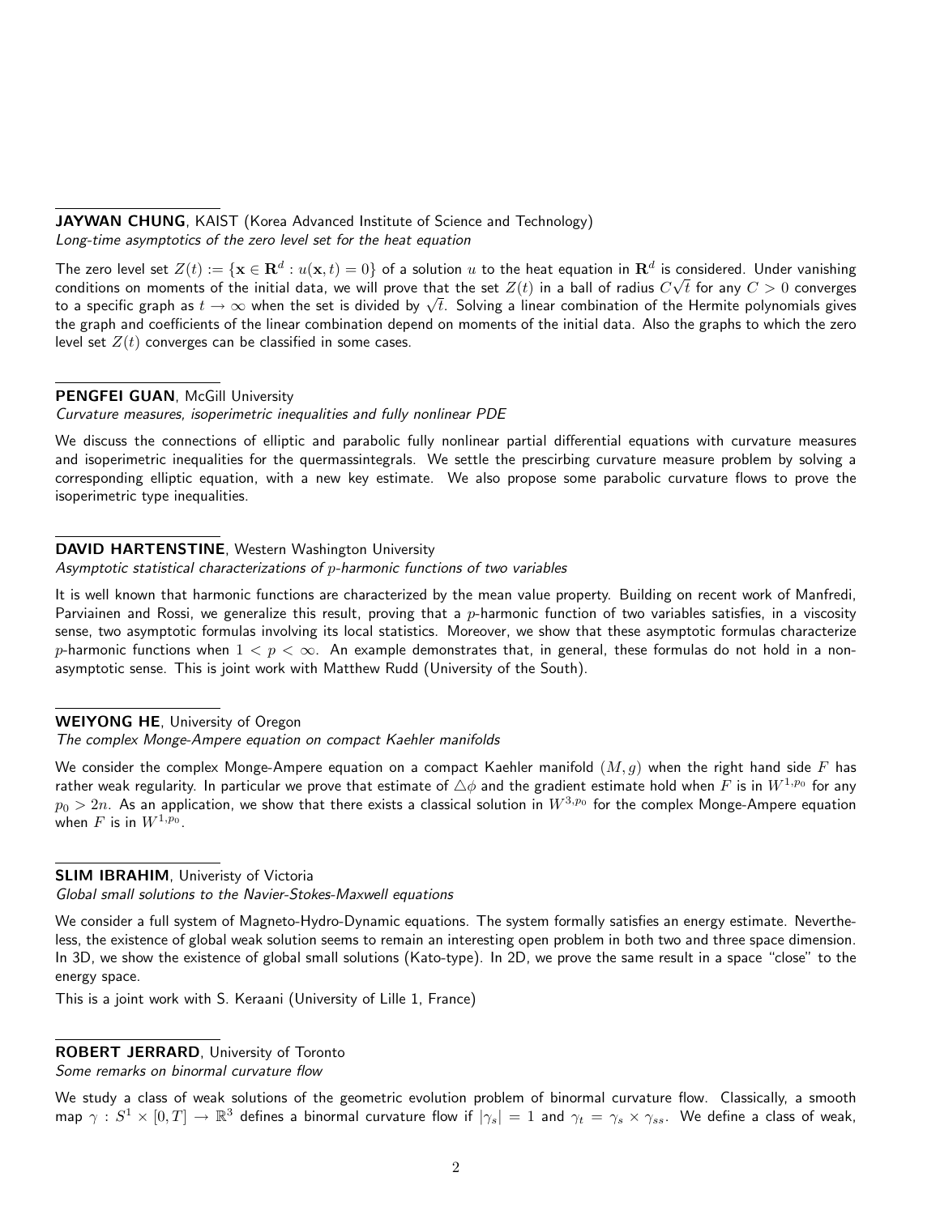**JAYWAN CHUNG**, KAIST (Korea Advanced Institute of Science and Technology)
*Long-time asymptotics of the zero level set for the heat equation*

The zero level set $Z(t) := \{\mathbf{x} \in \mathbf{R}^d : u(\mathbf{x}, t) = 0\}$ of a solution $u$ to the heat equation in $\mathbf{R}^d$ is considered. Under vanishing conditions on moments of the initial data, we will prove that the set $Z(t)$ in a ball of radius $C\sqrt{t}$ for any $C > 0$ converges to a specific graph as $t \to \infty$ when the set is divided by $\sqrt{t}$. Solving a linear combination of the Hermite polynomials gives the graph and coefficients of the linear combination depend on moments of the initial data. Also the graphs to which the zero level set $Z(t)$ converges can be classified in some cases.

**PENGFEI GUAN**, McGill University
*Curvature measures, isoperimetric inequalities and fully nonlinear PDE*

We discuss the connections of elliptic and parabolic fully nonlinear partial differential equations with curvature measures and isoperimetric inequalities for the quermassintegrals. We settle the prescirbing curvature measure problem by solving a corresponding elliptic equation, with a new key estimate. We also propose some parabolic curvature flows to prove the isoperimetric type inequalities.

**DAVID HARTENSTINE**, Western Washington University
*Asymptotic statistical characterizations of $p$-harmonic functions of two variables*

It is well known that harmonic functions are characterized by the mean value property. Building on recent work of Manfredi, Parviainen and Rossi, we generalize this result, proving that a $p$-harmonic function of two variables satisfies, in a viscosity sense, two asymptotic formulas involving its local statistics. Moreover, we show that these asymptotic formulas characterize $p$-harmonic functions when $1 < p < \infty$. An example demonstrates that, in general, these formulas do not hold in a non-asymptotic sense. This is joint work with Matthew Rudd (University of the South).

**WEIYONG HE**, University of Oregon
*The complex Monge-Ampere equation on compact Kaehler manifolds*

We consider the complex Monge-Ampere equation on a compact Kaehler manifold $(M, g)$ when the right hand side $F$ has rather weak regularity. In particular we prove that estimate of $\triangle\phi$ and the gradient estimate hold when $F$ is in $W^{1,p_0}$ for any $p_0 > 2n$. As an application, we show that there exists a classical solution in $W^{3,p_0}$ for the complex Monge-Ampere equation when $F$ is in $W^{1,p_0}$.

**SLIM IBRAHIM**, Univeristy of Victoria
*Global small solutions to the Navier-Stokes-Maxwell equations*

We consider a full system of Magneto-Hydro-Dynamic equations. The system formally satisfies an energy estimate. Nevertheless, the existence of global weak solution seems to remain an interesting open problem in both two and three space dimension. In 3D, we show the existence of global small solutions (Kato-type). In 2D, we prove the same result in a space "close" to the energy space.

This is a joint work with S. Keraani (University of Lille 1, France)

**ROBERT JERRARD**, University of Toronto
*Some remarks on binormal curvature flow*

We study a class of weak solutions of the geometric evolution problem of binormal curvature flow. Classically, a smooth map $\gamma : S^1 \times [0, T] \to \mathbb{R}^3$ defines a binormal curvature flow if $|\gamma_s| = 1$ and $\gamma_t = \gamma_s \times \gamma_{ss}$. We define a class of weak,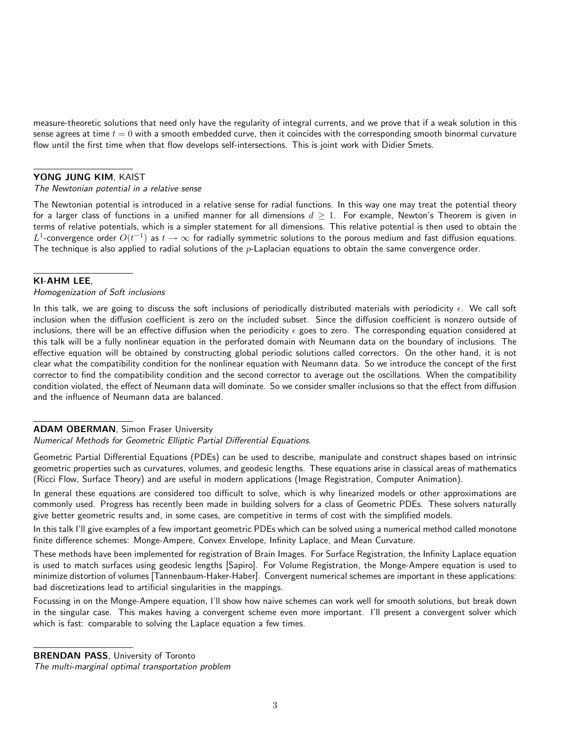measure-theoretic solutions that need only have the regularity of integral currents, and we prove that if a weak solution in this sense agrees at time $t = 0$ with a smooth embedded curve, then it coincides with the corresponding smooth binormal curvature flow until the first time when that flow develops self-intersections. This is joint work with Didier Smets.

**YONG JUNG KIM**, KAIST
*The Newtonian potential in a relative sense*

The Newtonian potential is introduced in a relative sense for radial functions. In this way one may treat the potential theory for a larger class of functions in a unified manner for all dimensions $d \geq 1$. For example, Newton's Theorem is given in terms of relative potentials, which is a simpler statement for all dimensions. This relative potential is then used to obtain the $L^1$-convergence order $O(t^{-1})$ as $t \to \infty$ for radially symmetric solutions to the porous medium and fast diffusion equations. The technique is also applied to radial solutions of the $p$-Laplacian equations to obtain the same convergence order.

**KI-AHM LEE**,
*Homogenization of Soft inclusions*

In this talk, we are going to discuss the soft inclusions of periodically distributed materials with periodicity $\epsilon$. We call soft inclusion when the diffusion coefficient is zero on the included subset. Since the diffusion coefficient is nonzero outside of inclusions, there will be an effective diffusion when the periodicity $\epsilon$ goes to zero. The corresponding equation considered at this talk will be a fully nonlinear equation in the perforated domain with Neumann data on the boundary of inclusions. The effective equation will be obtained by constructing global periodic solutions called correctors. On the other hand, it is not clear what the compatibility condition for the nonlinear equation with Neumann data. So we introduce the concept of the first corrector to find the compatibility condition and the second corrector to average out the oscillations. When the compatibility condition violated, the effect of Neumann data will dominate. So we consider smaller inclusions so that the effect from diffusion and the influence of Neumann data are balanced.

**ADAM OBERMAN**, Simon Fraser University
*Numerical Methods for Geometric Elliptic Partial Differential Equations.*

Geometric Partial Differential Equations (PDEs) can be used to describe, manipulate and construct shapes based on intrinsic geometric properties such as curvatures, volumes, and geodesic lengths. These equations arise in classical areas of mathematics (Ricci Flow, Surface Theory) and are useful in modern applications (Image Registration, Computer Animation).

In general these equations are considered too difficult to solve, which is why linearized models or other approximations are commonly used. Progress has recently been made in building solvers for a class of Geometric PDEs. These solvers naturally give better geometric results and, in some cases, are competitive in terms of cost with the simplified models.

In this talk I'll give examples of a few important geometric PDEs which can be solved using a numerical method called monotone finite difference schemes: Monge-Ampere, Convex Envelope, Infinity Laplace, and Mean Curvature.

These methods have been implemented for registration of Brain Images. For Surface Registration, the Infinity Laplace equation is used to match surfaces using geodesic lengths [Sapiro]. For Volume Registration, the Monge-Ampere equation is used to minimize distortion of volumes [Tannenbaum-Haker-Haber]. Convergent numerical schemes are important in these applications: bad discretizations lead to artificial singularities in the mappings.

Focussing in on the Monge-Ampere equation, I'll show how naive schemes can work well for smooth solutions, but break down in the singular case. This makes having a convergent scheme even more important. I'll present a convergent solver which which is fast: comparable to solving the Laplace equation a few times.

**BRENDAN PASS**, University of Toronto
*The multi-marginal optimal transportation problem*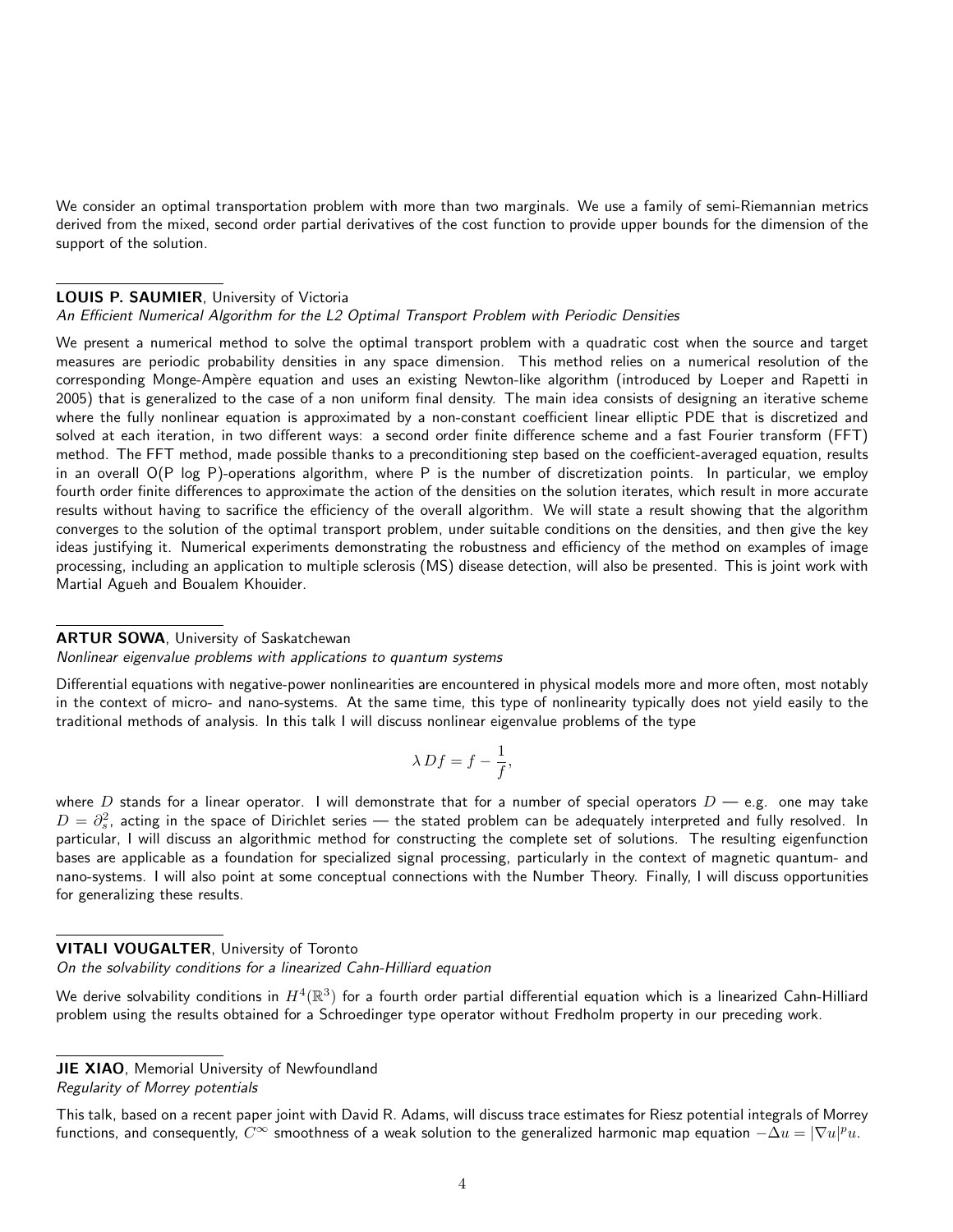We consider an optimal transportation problem with more than two marginals. We use a family of semi-Riemannian metrics derived from the mixed, second order partial derivatives of the cost function to provide upper bounds for the dimension of the support of the solution.

**LOUIS P. SAUMIER**, University of Victoria
*An Efficient Numerical Algorithm for the L2 Optimal Transport Problem with Periodic Densities*

We present a numerical method to solve the optimal transport problem with a quadratic cost when the source and target measures are periodic probability densities in any space dimension. This method relies on a numerical resolution of the corresponding Monge-Ampère equation and uses an existing Newton-like algorithm (introduced by Loeper and Rapetti in 2005) that is generalized to the case of a non uniform final density. The main idea consists of designing an iterative scheme where the fully nonlinear equation is approximated by a non-constant coefficient linear elliptic PDE that is discretized and solved at each iteration, in two different ways: a second order finite difference scheme and a fast Fourier transform (FFT) method. The FFT method, made possible thanks to a preconditioning step based on the coefficient-averaged equation, results in an overall O(P log P)-operations algorithm, where P is the number of discretization points. In particular, we employ fourth order finite differences to approximate the action of the densities on the solution iterates, which result in more accurate results without having to sacrifice the efficiency of the overall algorithm. We will state a result showing that the algorithm converges to the solution of the optimal transport problem, under suitable conditions on the densities, and then give the key ideas justifying it. Numerical experiments demonstrating the robustness and efficiency of the method on examples of image processing, including an application to multiple sclerosis (MS) disease detection, will also be presented. This is joint work with Martial Agueh and Boualem Khouider.

**ARTUR SOWA**, University of Saskatchewan
*Nonlinear eigenvalue problems with applications to quantum systems*

Differential equations with negative-power nonlinearities are encountered in physical models more and more often, most notably in the context of micro- and nano-systems. At the same time, this type of nonlinearity typically does not yield easily to the traditional methods of analysis. In this talk I will discuss nonlinear eigenvalue problems of the type

$$\lambda\, Df = f - \frac{1}{f},$$

where $D$ stands for a linear operator. I will demonstrate that for a number of special operators $D$ — e.g. one may take $D = \partial_s^2$, acting in the space of Dirichlet series — the stated problem can be adequately interpreted and fully resolved. In particular, I will discuss an algorithmic method for constructing the complete set of solutions. The resulting eigenfunction bases are applicable as a foundation for specialized signal processing, particularly in the context of magnetic quantum- and nano-systems. I will also point at some conceptual connections with the Number Theory. Finally, I will discuss opportunities for generalizing these results.

**VITALI VOUGALTER**, University of Toronto
*On the solvability conditions for a linearized Cahn-Hilliard equation*

We derive solvability conditions in $H^4(\mathbb{R}^3)$ for a fourth order partial differential equation which is a linearized Cahn-Hilliard problem using the results obtained for a Schroedinger type operator without Fredholm property in our preceding work.

**JIE XIAO**, Memorial University of Newfoundland
*Regularity of Morrey potentials*

This talk, based on a recent paper joint with David R. Adams, will discuss trace estimates for Riesz potential integrals of Morrey functions, and consequently, $C^\infty$ smoothness of a weak solution to the generalized harmonic map equation $-\Delta u = |\nabla u|^p u$.